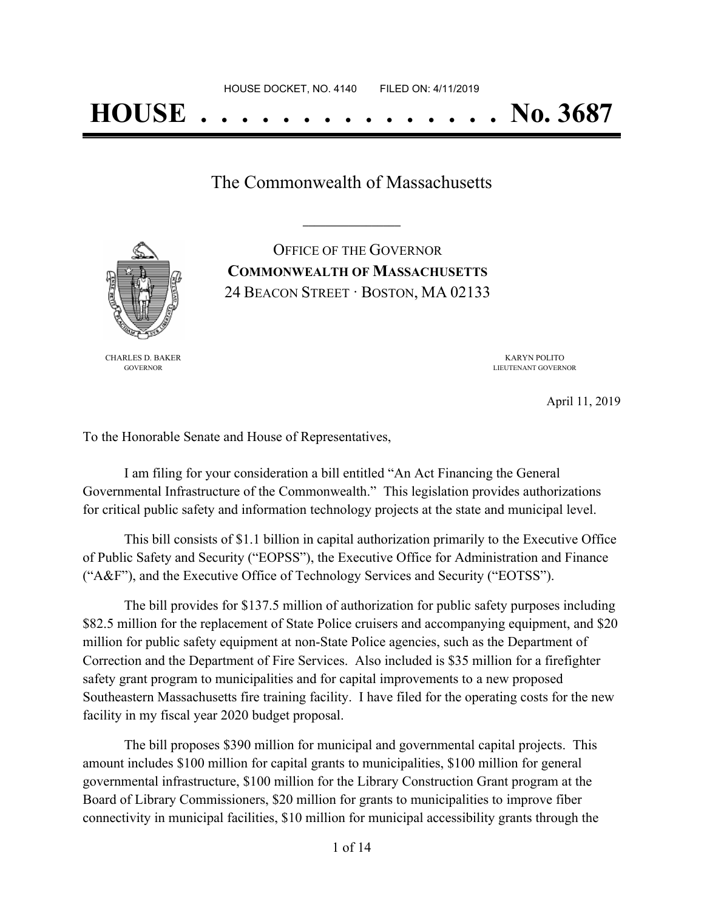HOUSE DOCKET, NO. 4140 FILED ON: 4/11/2019

# HOUSE . . . . . . . . . . . . . . . No. 3687

## The Commonwealth of Massachusetts

\_\_\_\_\_\_\_\_\_\_\_\_\_\_\_

OFFICE OF THE GOVERNOR
**COMMONWEALTH OF MASSACHUSETTS**
24 BEACON STREET · BOSTON, MA 02133

CHARLES D. BAKER
GOVERNOR

KARYN POLITO
LIEUTENANT GOVERNOR

April 11, 2019

To the Honorable Senate and House of Representatives,

I am filing for your consideration a bill entitled "An Act Financing the General Governmental Infrastructure of the Commonwealth." This legislation provides authorizations for critical public safety and information technology projects at the state and municipal level.

This bill consists of $1.1 billion in capital authorization primarily to the Executive Office of Public Safety and Security ("EOPSS"), the Executive Office for Administration and Finance ("A&F"), and the Executive Office of Technology Services and Security ("EOTSS").

The bill provides for $137.5 million of authorization for public safety purposes including $82.5 million for the replacement of State Police cruisers and accompanying equipment, and $20 million for public safety equipment at non-State Police agencies, such as the Department of Correction and the Department of Fire Services. Also included is $35 million for a firefighter safety grant program to municipalities and for capital improvements to a new proposed Southeastern Massachusetts fire training facility. I have filed for the operating costs for the new facility in my fiscal year 2020 budget proposal.

The bill proposes $390 million for municipal and governmental capital projects. This amount includes $100 million for capital grants to municipalities, $100 million for general governmental infrastructure, $100 million for the Library Construction Grant program at the Board of Library Commissioners, $20 million for grants to municipalities to improve fiber connectivity in municipal facilities, $10 million for municipal accessibility grants through the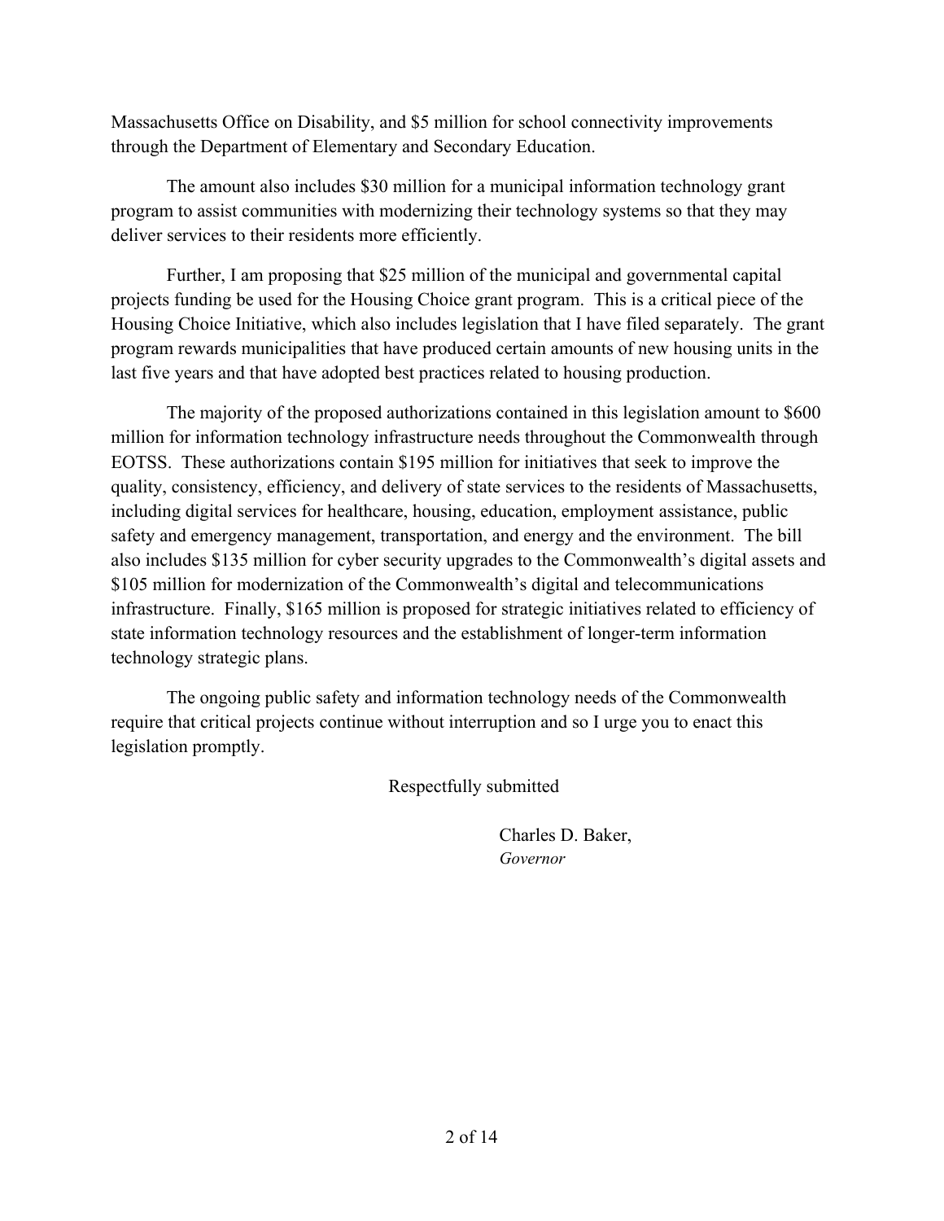Massachusetts Office on Disability, and $5 million for school connectivity improvements through the Department of Elementary and Secondary Education.

The amount also includes $30 million for a municipal information technology grant program to assist communities with modernizing their technology systems so that they may deliver services to their residents more efficiently.

Further, I am proposing that $25 million of the municipal and governmental capital projects funding be used for the Housing Choice grant program. This is a critical piece of the Housing Choice Initiative, which also includes legislation that I have filed separately. The grant program rewards municipalities that have produced certain amounts of new housing units in the last five years and that have adopted best practices related to housing production.

The majority of the proposed authorizations contained in this legislation amount to $600 million for information technology infrastructure needs throughout the Commonwealth through EOTSS. These authorizations contain $195 million for initiatives that seek to improve the quality, consistency, efficiency, and delivery of state services to the residents of Massachusetts, including digital services for healthcare, housing, education, employment assistance, public safety and emergency management, transportation, and energy and the environment. The bill also includes $135 million for cyber security upgrades to the Commonwealth's digital assets and $105 million for modernization of the Commonwealth's digital and telecommunications infrastructure. Finally, $165 million is proposed for strategic initiatives related to efficiency of state information technology resources and the establishment of longer-term information technology strategic plans.

The ongoing public safety and information technology needs of the Commonwealth require that critical projects continue without interruption and so I urge you to enact this legislation promptly.

Respectfully submitted

Charles D. Baker,
*Governor*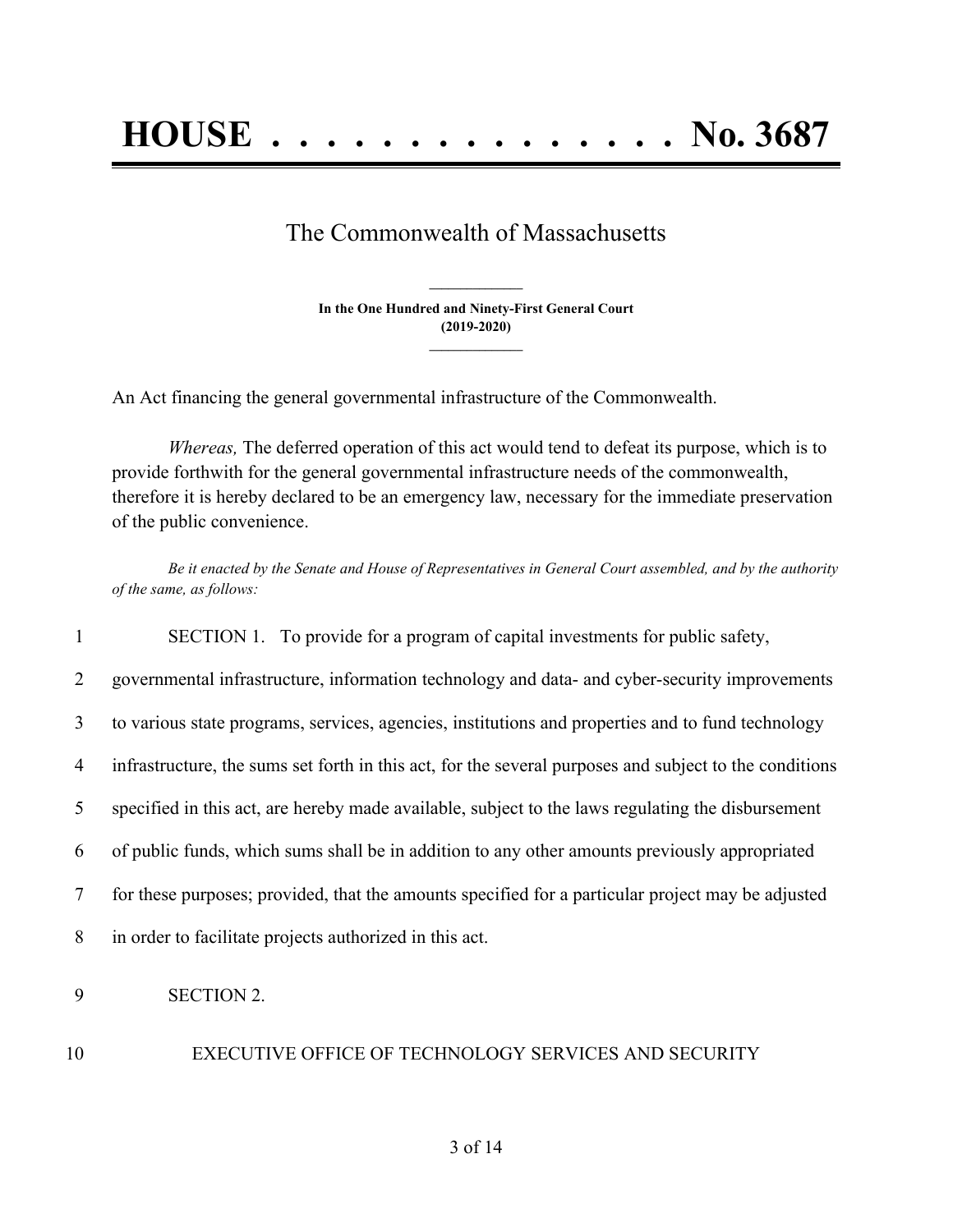# HOUSE . . . . . . . . . . . . . . . No. 3687

The Commonwealth of Massachusetts

**In the One Hundred and Ninety-First General Court**
**(2019-2020)**

An Act financing the general governmental infrastructure of the Commonwealth.

*Whereas,* The deferred operation of this act would tend to defeat its purpose, which is to provide forthwith for the general governmental infrastructure needs of the commonwealth, therefore it is hereby declared to be an emergency law, necessary for the immediate preservation of the public convenience.

*Be it enacted by the Senate and House of Representatives in General Court assembled, and by the authority of the same, as follows:*

1 SECTION 1. To provide for a program of capital investments for public safety,
2 governmental infrastructure, information technology and data- and cyber-security improvements
3 to various state programs, services, agencies, institutions and properties and to fund technology
4 infrastructure, the sums set forth in this act, for the several purposes and subject to the conditions
5 specified in this act, are hereby made available, subject to the laws regulating the disbursement
6 of public funds, which sums shall be in addition to any other amounts previously appropriated
7 for these purposes; provided, that the amounts specified for a particular project may be adjusted
8 in order to facilitate projects authorized in this act.

9 SECTION 2.

10 EXECUTIVE OFFICE OF TECHNOLOGY SERVICES AND SECURITY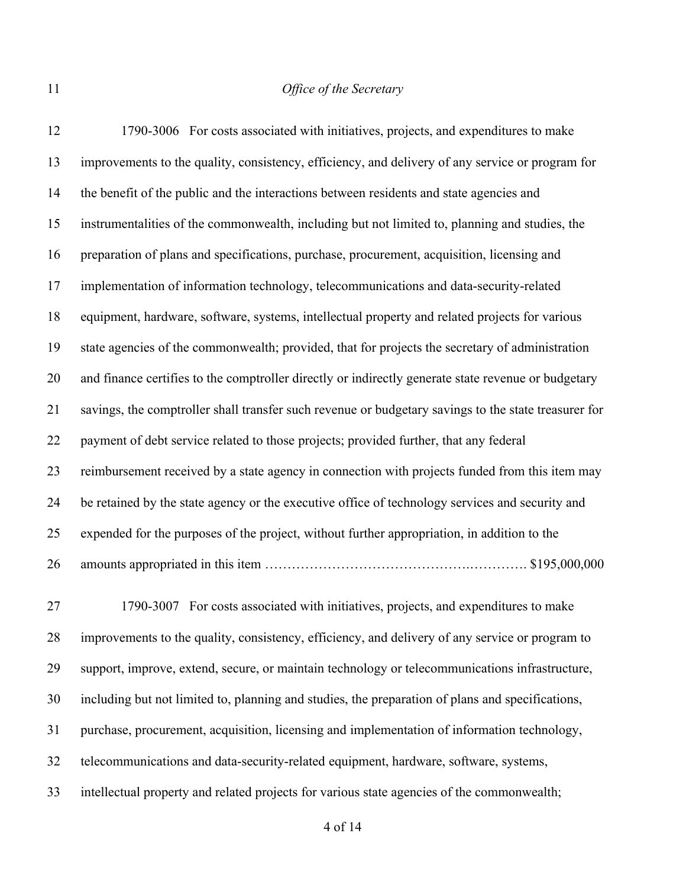*Office of the Secretary*

1790-3006 For costs associated with initiatives, projects, and expenditures to make improvements to the quality, consistency, efficiency, and delivery of any service or program for the benefit of the public and the interactions between residents and state agencies and instrumentalities of the commonwealth, including but not limited to, planning and studies, the preparation of plans and specifications, purchase, procurement, acquisition, licensing and implementation of information technology, telecommunications and data-security-related equipment, hardware, software, systems, intellectual property and related projects for various state agencies of the commonwealth; provided, that for projects the secretary of administration and finance certifies to the comptroller directly or indirectly generate state revenue or budgetary savings, the comptroller shall transfer such revenue or budgetary savings to the state treasurer for payment of debt service related to those projects; provided further, that any federal reimbursement received by a state agency in connection with projects funded from this item may be retained by the state agency or the executive office of technology services and security and expended for the purposes of the project, without further appropriation, in addition to the amounts appropriated in this item …………………………………….…………. $195,000,000

1790-3007 For costs associated with initiatives, projects, and expenditures to make improvements to the quality, consistency, efficiency, and delivery of any service or program to support, improve, extend, secure, or maintain technology or telecommunications infrastructure, including but not limited to, planning and studies, the preparation of plans and specifications, purchase, procurement, acquisition, licensing and implementation of information technology, telecommunications and data-security-related equipment, hardware, software, systems, intellectual property and related projects for various state agencies of the commonwealth;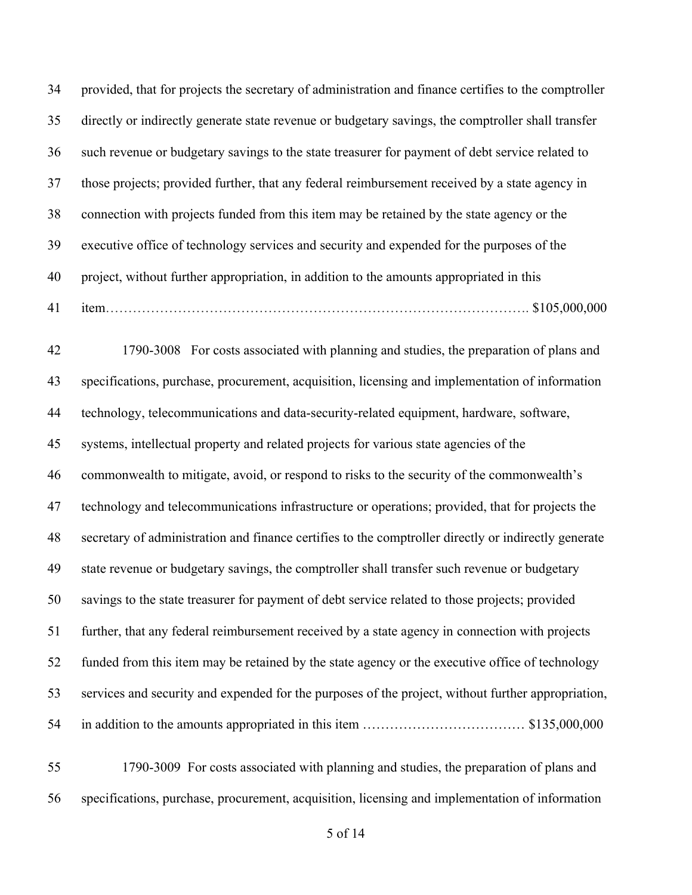provided, that for projects the secretary of administration and finance certifies to the comptroller directly or indirectly generate state revenue or budgetary savings, the comptroller shall transfer such revenue or budgetary savings to the state treasurer for payment of debt service related to those projects; provided further, that any federal reimbursement received by a state agency in connection with projects funded from this item may be retained by the state agency or the executive office of technology services and security and expended for the purposes of the project, without further appropriation, in addition to the amounts appropriated in this item………………………………………………………………………………. $105,000,000

1790-3008 For costs associated with planning and studies, the preparation of plans and specifications, purchase, procurement, acquisition, licensing and implementation of information technology, telecommunications and data-security-related equipment, hardware, software, systems, intellectual property and related projects for various state agencies of the commonwealth to mitigate, avoid, or respond to risks to the security of the commonwealth's technology and telecommunications infrastructure or operations; provided, that for projects the secretary of administration and finance certifies to the comptroller directly or indirectly generate state revenue or budgetary savings, the comptroller shall transfer such revenue or budgetary savings to the state treasurer for payment of debt service related to those projects; provided further, that any federal reimbursement received by a state agency in connection with projects funded from this item may be retained by the state agency or the executive office of technology services and security and expended for the purposes of the project, without further appropriation, in addition to the amounts appropriated in this item ……………………………… $135,000,000

1790-3009 For costs associated with planning and studies, the preparation of plans and specifications, purchase, procurement, acquisition, licensing and implementation of information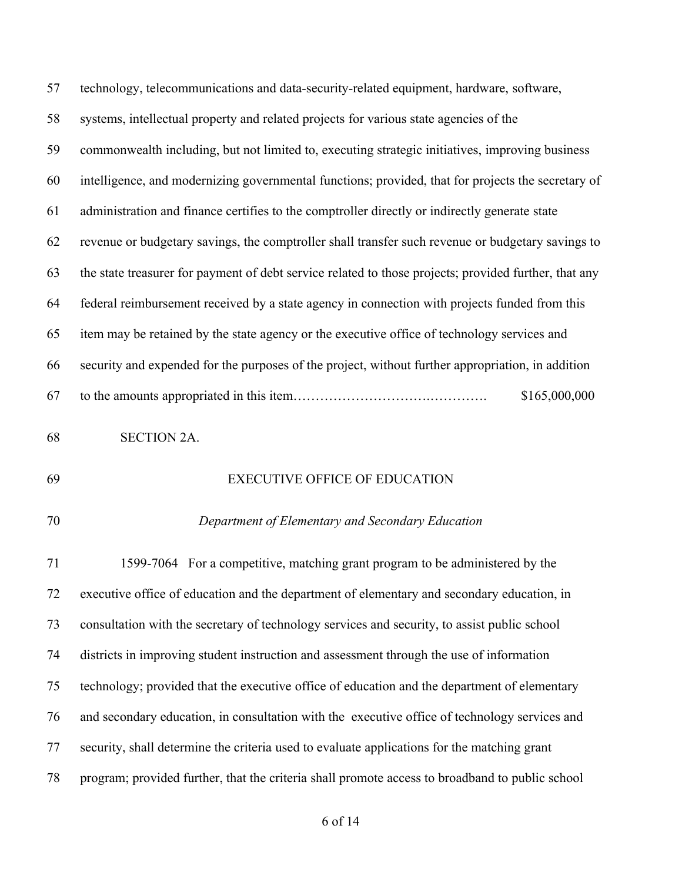technology, telecommunications and data-security-related equipment, hardware, software, systems, intellectual property and related projects for various state agencies of the commonwealth including, but not limited to, executing strategic initiatives, improving business intelligence, and modernizing governmental functions; provided, that for projects the secretary of administration and finance certifies to the comptroller directly or indirectly generate state revenue or budgetary savings, the comptroller shall transfer such revenue or budgetary savings to the state treasurer for payment of debt service related to those projects; provided further, that any federal reimbursement received by a state agency in connection with projects funded from this item may be retained by the state agency or the executive office of technology services and security and expended for the purposes of the project, without further appropriation, in addition to the amounts appropriated in this item………………………….…………. $165,000,000

SECTION 2A.

## EXECUTIVE OFFICE OF EDUCATION

### *Department of Elementary and Secondary Education*

1599-7064 For a competitive, matching grant program to be administered by the executive office of education and the department of elementary and secondary education, in consultation with the secretary of technology services and security, to assist public school districts in improving student instruction and assessment through the use of information technology; provided that the executive office of education and the department of elementary and secondary education, in consultation with the executive office of technology services and security, shall determine the criteria used to evaluate applications for the matching grant program; provided further, that the criteria shall promote access to broadband to public school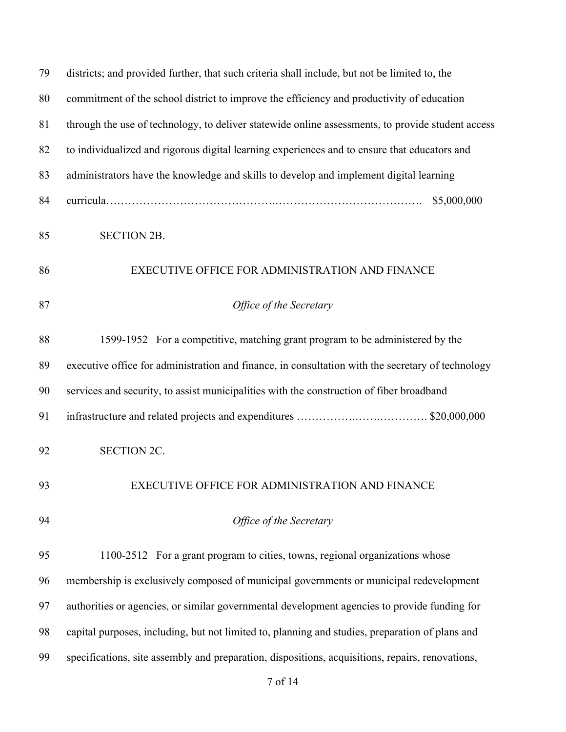districts; and provided further, that such criteria shall include, but not be limited to, the commitment of the school district to improve the efficiency and productivity of education through the use of technology, to deliver statewide online assessments, to provide student access to individualized and rigorous digital learning experiences and to ensure that educators and administrators have the knowledge and skills to develop and implement digital learning curricula……………………………………..…………………………………. $5,000,000

SECTION 2B.

EXECUTIVE OFFICE FOR ADMINISTRATION AND FINANCE

*Office of the Secretary*

1599-1952 For a competitive, matching grant program to be administered by the executive office for administration and finance, in consultation with the secretary of technology services and security, to assist municipalities with the construction of fiber broadband infrastructure and related projects and expenditures …………….…….…………. $20,000,000

SECTION 2C.

EXECUTIVE OFFICE FOR ADMINISTRATION AND FINANCE

*Office of the Secretary*

1100-2512 For a grant program to cities, towns, regional organizations whose membership is exclusively composed of municipal governments or municipal redevelopment authorities or agencies, or similar governmental development agencies to provide funding for capital purposes, including, but not limited to, planning and studies, preparation of plans and specifications, site assembly and preparation, dispositions, acquisitions, repairs, renovations,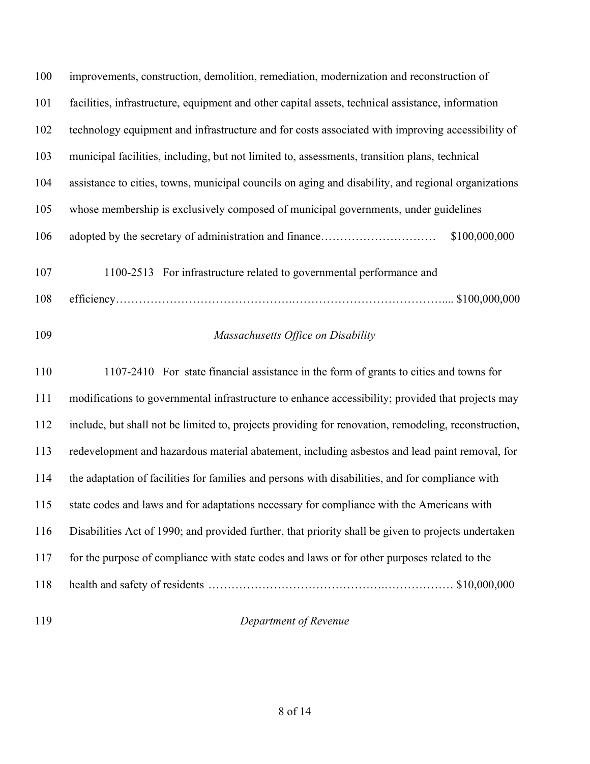improvements, construction, demolition, remediation, modernization and reconstruction of facilities, infrastructure, equipment and other capital assets, technical assistance, information technology equipment and infrastructure and for costs associated with improving accessibility of municipal facilities, including, but not limited to, assessments, transition plans, technical assistance to cities, towns, municipal councils on aging and disability, and regional organizations whose membership is exclusively composed of municipal governments, under guidelines adopted by the secretary of administration and finance………………………… $100,000,000

1100-2513 For infrastructure related to governmental performance and efficiency……………………………………………………………………………..... $100,000,000

*Massachusetts Office on Disability*

1107-2410 For state financial assistance in the form of grants to cities and towns for modifications to governmental infrastructure to enhance accessibility; provided that projects may include, but shall not be limited to, projects providing for renovation, remodeling, reconstruction, redevelopment and hazardous material abatement, including asbestos and lead paint removal, for the adaptation of facilities for families and persons with disabilities, and for compliance with state codes and laws and for adaptations necessary for compliance with the Americans with Disabilities Act of 1990; and provided further, that priority shall be given to projects undertaken for the purpose of compliance with state codes and laws or for other purposes related to the health and safety of residents …………………………………………………………… $10,000,000

*Department of Revenue*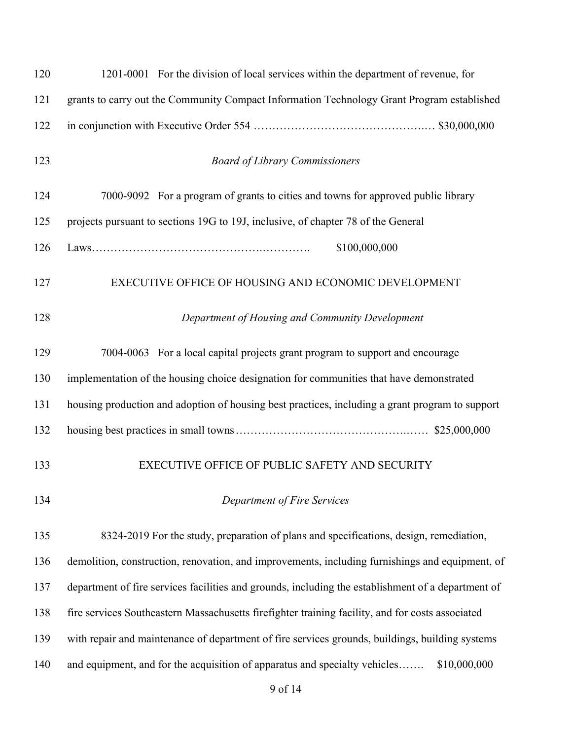1201-0001 For the division of local services within the department of revenue, for grants to carry out the Community Compact Information Technology Grant Program established in conjunction with Executive Order 554 ………………………………………..… $30,000,000

*Board of Library Commissioners*

7000-9092 For a program of grants to cities and towns for approved public library projects pursuant to sections 19G to 19J, inclusive, of chapter 78 of the General Laws………………………………………..…………. $100,000,000

EXECUTIVE OFFICE OF HOUSING AND ECONOMIC DEVELOPMENT

*Department of Housing and Community Development*

7004-0063 For a local capital projects grant program to support and encourage implementation of the housing choice designation for communities that have demonstrated housing production and adoption of housing best practices, including a grant program to support housing best practices in small towns………………………………………..…… $25,000,000

EXECUTIVE OFFICE OF PUBLIC SAFETY AND SECURITY

*Department of Fire Services*

8324-2019 For the study, preparation of plans and specifications, design, remediation, demolition, construction, renovation, and improvements, including furnishings and equipment, of department of fire services facilities and grounds, including the establishment of a department of fire services Southeastern Massachusetts firefighter training facility, and for costs associated with repair and maintenance of department of fire services grounds, buildings, building systems and equipment, and for the acquisition of apparatus and specialty vehicles……. $10,000,000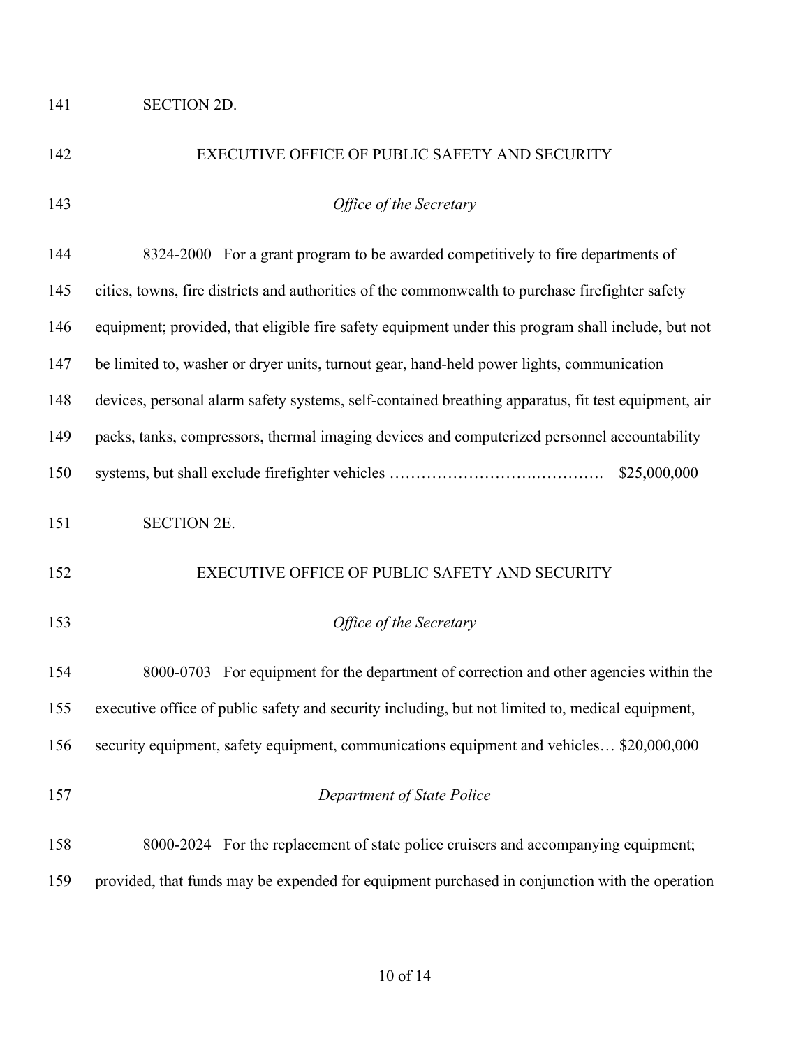SECTION 2D.

EXECUTIVE OFFICE OF PUBLIC SAFETY AND SECURITY

*Office of the Secretary*

8324-2000 For a grant program to be awarded competitively to fire departments of cities, towns, fire districts and authorities of the commonwealth to purchase firefighter safety equipment; provided, that eligible fire safety equipment under this program shall include, but not be limited to, washer or dryer units, turnout gear, hand-held power lights, communication devices, personal alarm safety systems, self-contained breathing apparatus, fit test equipment, air packs, tanks, compressors, thermal imaging devices and computerized personnel accountability systems, but shall exclude firefighter vehicles ……………………….…………. $25,000,000

SECTION 2E.

EXECUTIVE OFFICE OF PUBLIC SAFETY AND SECURITY

*Office of the Secretary*

8000-0703 For equipment for the department of correction and other agencies within the executive office of public safety and security including, but not limited to, medical equipment, security equipment, safety equipment, communications equipment and vehicles… $20,000,000

*Department of State Police*

8000-2024 For the replacement of state police cruisers and accompanying equipment; provided, that funds may be expended for equipment purchased in conjunction with the operation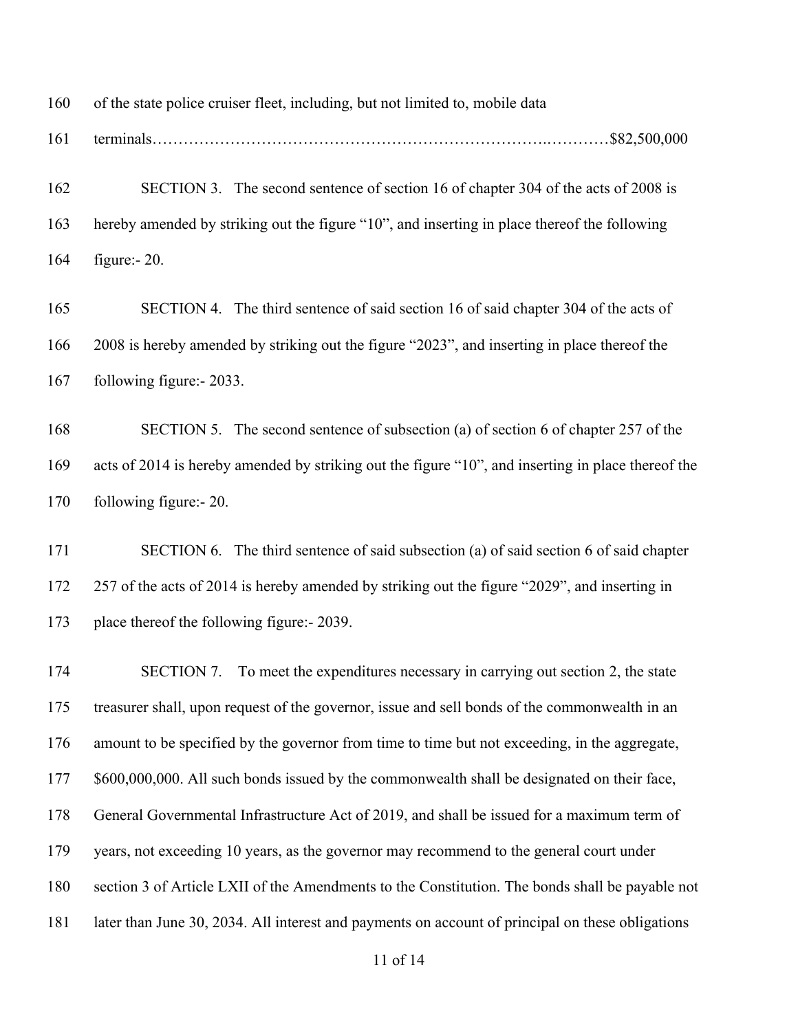of the state police cruiser fleet, including, but not limited to, mobile data terminals……………………………………………………………………..…………$82,500,000

SECTION 3. The second sentence of section 16 of chapter 304 of the acts of 2008 is hereby amended by striking out the figure "10", and inserting in place thereof the following figure:- 20.

SECTION 4. The third sentence of said section 16 of said chapter 304 of the acts of 2008 is hereby amended by striking out the figure "2023", and inserting in place thereof the following figure:- 2033.

SECTION 5. The second sentence of subsection (a) of section 6 of chapter 257 of the acts of 2014 is hereby amended by striking out the figure "10", and inserting in place thereof the following figure:- 20.

SECTION 6. The third sentence of said subsection (a) of said section 6 of said chapter 257 of the acts of 2014 is hereby amended by striking out the figure "2029", and inserting in place thereof the following figure:- 2039.

SECTION 7. To meet the expenditures necessary in carrying out section 2, the state treasurer shall, upon request of the governor, issue and sell bonds of the commonwealth in an amount to be specified by the governor from time to time but not exceeding, in the aggregate, $600,000,000. All such bonds issued by the commonwealth shall be designated on their face, General Governmental Infrastructure Act of 2019, and shall be issued for a maximum term of years, not exceeding 10 years, as the governor may recommend to the general court under section 3 of Article LXII of the Amendments to the Constitution. The bonds shall be payable not later than June 30, 2034. All interest and payments on account of principal on these obligations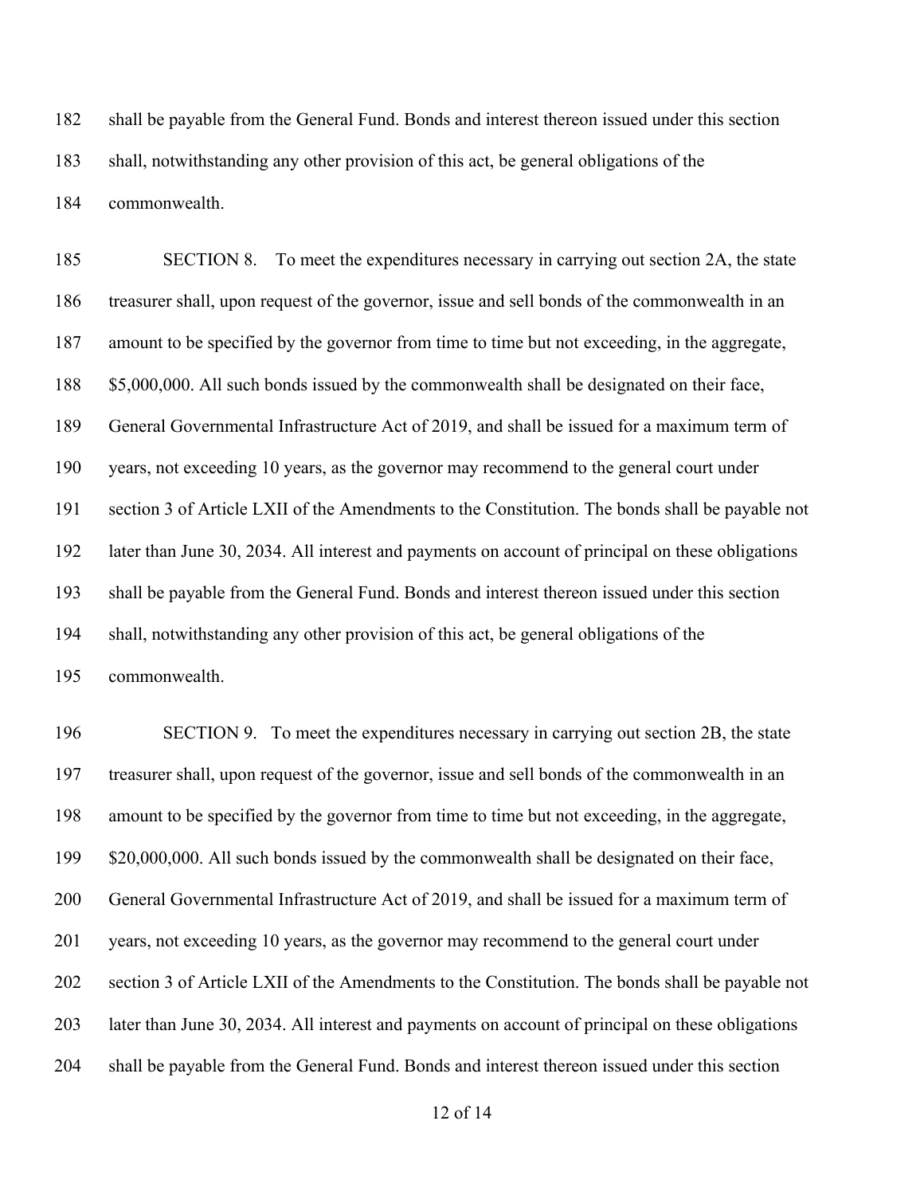shall be payable from the General Fund. Bonds and interest thereon issued under this section shall, notwithstanding any other provision of this act, be general obligations of the commonwealth.

SECTION 8. To meet the expenditures necessary in carrying out section 2A, the state treasurer shall, upon request of the governor, issue and sell bonds of the commonwealth in an amount to be specified by the governor from time to time but not exceeding, in the aggregate, $5,000,000. All such bonds issued by the commonwealth shall be designated on their face, General Governmental Infrastructure Act of 2019, and shall be issued for a maximum term of years, not exceeding 10 years, as the governor may recommend to the general court under section 3 of Article LXII of the Amendments to the Constitution. The bonds shall be payable not later than June 30, 2034. All interest and payments on account of principal on these obligations shall be payable from the General Fund. Bonds and interest thereon issued under this section shall, notwithstanding any other provision of this act, be general obligations of the commonwealth.

SECTION 9. To meet the expenditures necessary in carrying out section 2B, the state treasurer shall, upon request of the governor, issue and sell bonds of the commonwealth in an amount to be specified by the governor from time to time but not exceeding, in the aggregate, $20,000,000. All such bonds issued by the commonwealth shall be designated on their face, General Governmental Infrastructure Act of 2019, and shall be issued for a maximum term of years, not exceeding 10 years, as the governor may recommend to the general court under section 3 of Article LXII of the Amendments to the Constitution. The bonds shall be payable not later than June 30, 2034. All interest and payments on account of principal on these obligations shall be payable from the General Fund. Bonds and interest thereon issued under this section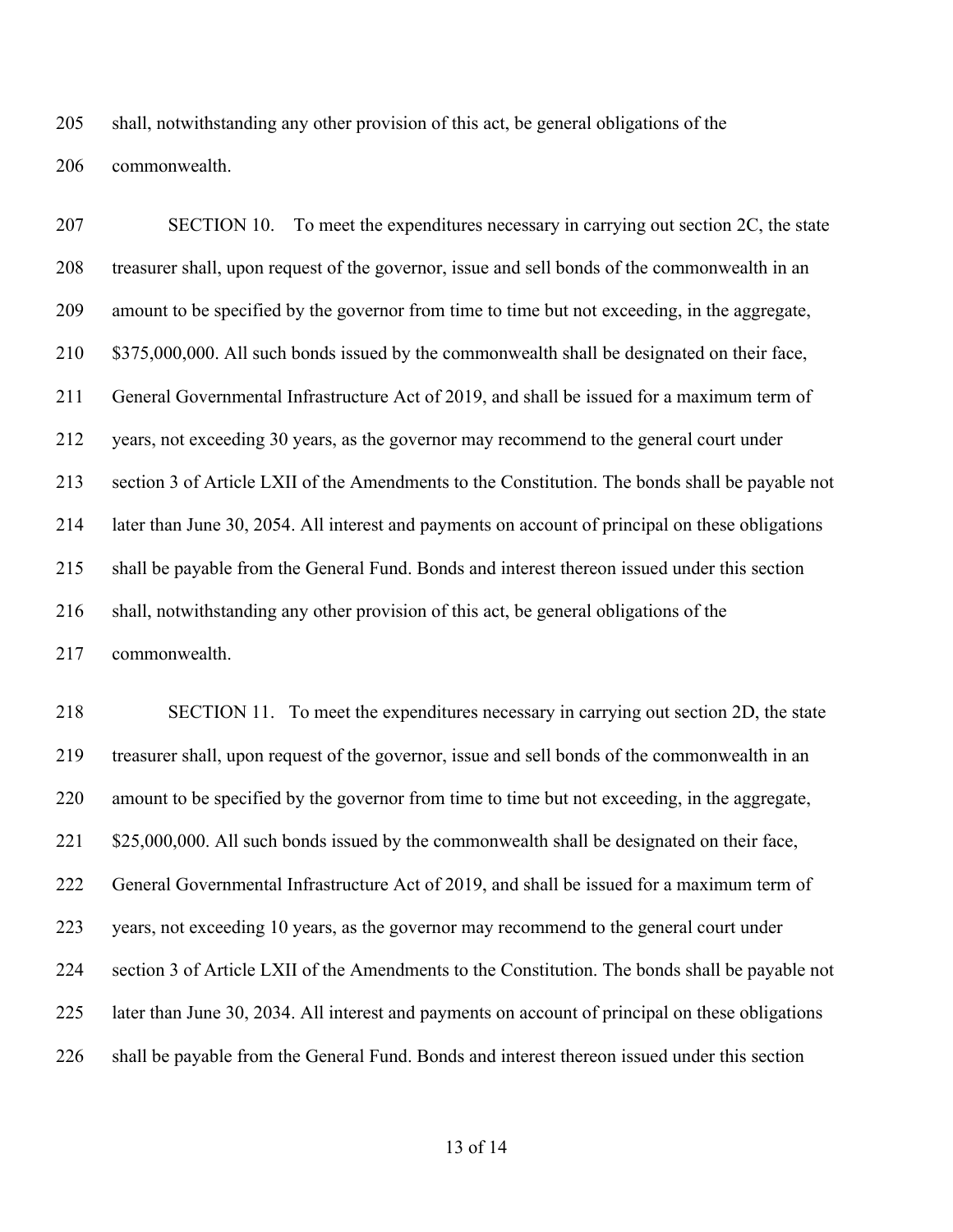shall, notwithstanding any other provision of this act, be general obligations of the commonwealth.

SECTION 10. To meet the expenditures necessary in carrying out section 2C, the state treasurer shall, upon request of the governor, issue and sell bonds of the commonwealth in an amount to be specified by the governor from time to time but not exceeding, in the aggregate, $375,000,000. All such bonds issued by the commonwealth shall be designated on their face, General Governmental Infrastructure Act of 2019, and shall be issued for a maximum term of years, not exceeding 30 years, as the governor may recommend to the general court under section 3 of Article LXII of the Amendments to the Constitution. The bonds shall be payable not later than June 30, 2054. All interest and payments on account of principal on these obligations shall be payable from the General Fund. Bonds and interest thereon issued under this section shall, notwithstanding any other provision of this act, be general obligations of the commonwealth.

SECTION 11. To meet the expenditures necessary in carrying out section 2D, the state treasurer shall, upon request of the governor, issue and sell bonds of the commonwealth in an amount to be specified by the governor from time to time but not exceeding, in the aggregate, $25,000,000. All such bonds issued by the commonwealth shall be designated on their face, General Governmental Infrastructure Act of 2019, and shall be issued for a maximum term of years, not exceeding 10 years, as the governor may recommend to the general court under section 3 of Article LXII of the Amendments to the Constitution. The bonds shall be payable not later than June 30, 2034. All interest and payments on account of principal on these obligations shall be payable from the General Fund. Bonds and interest thereon issued under this section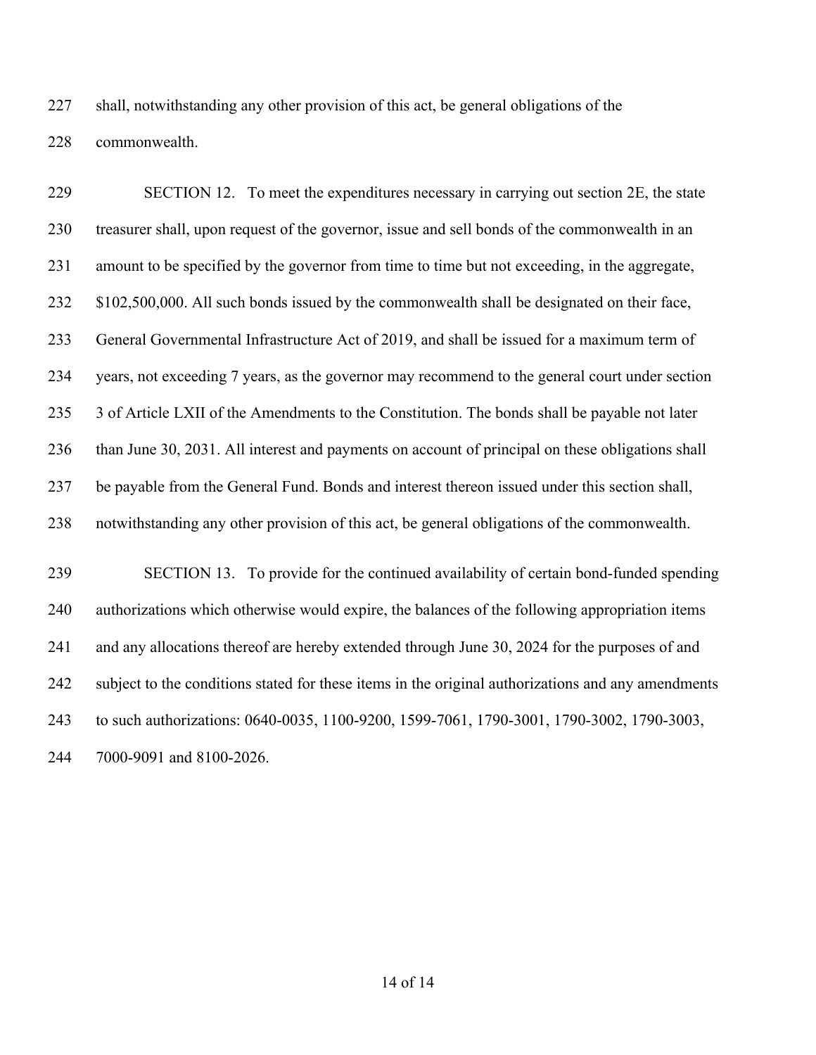shall, notwithstanding any other provision of this act, be general obligations of the commonwealth.

SECTION 12. To meet the expenditures necessary in carrying out section 2E, the state treasurer shall, upon request of the governor, issue and sell bonds of the commonwealth in an amount to be specified by the governor from time to time but not exceeding, in the aggregate, $102,500,000. All such bonds issued by the commonwealth shall be designated on their face, General Governmental Infrastructure Act of 2019, and shall be issued for a maximum term of years, not exceeding 7 years, as the governor may recommend to the general court under section 3 of Article LXII of the Amendments to the Constitution. The bonds shall be payable not later than June 30, 2031. All interest and payments on account of principal on these obligations shall be payable from the General Fund. Bonds and interest thereon issued under this section shall, notwithstanding any other provision of this act, be general obligations of the commonwealth.

SECTION 13. To provide for the continued availability of certain bond-funded spending authorizations which otherwise would expire, the balances of the following appropriation items and any allocations thereof are hereby extended through June 30, 2024 for the purposes of and subject to the conditions stated for these items in the original authorizations and any amendments to such authorizations: 0640-0035, 1100-9200, 1599-7061, 1790-3001, 1790-3002, 1790-3003, 7000-9091 and 8100-2026.